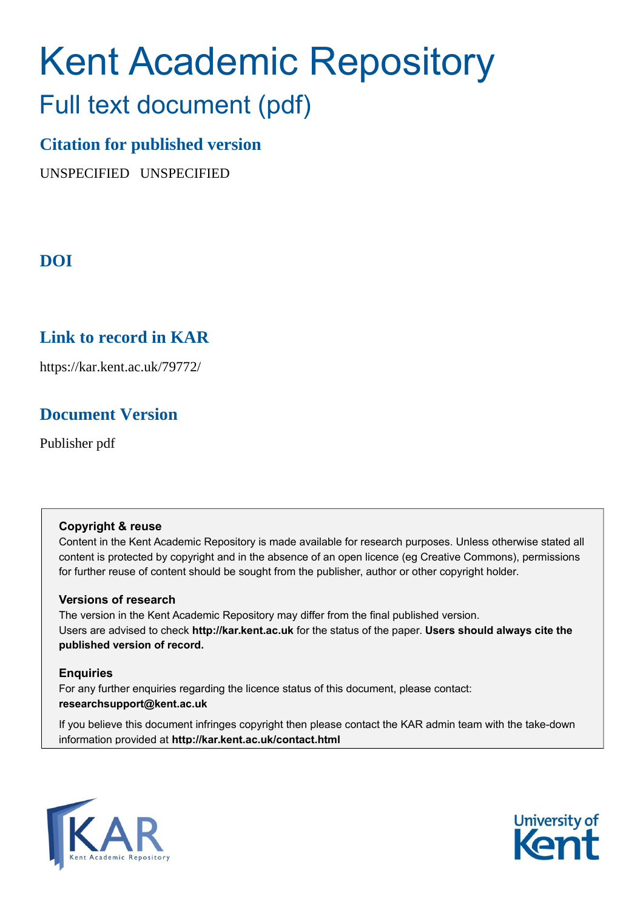# Kent Academic Repository

## Full text document (pdf)

### Citation for published version

UNSPECIFIED UNSPECIFIED

### DOI

### Link to record in KAR

https://kar.kent.ac.uk/79772/

### Document Version

Publisher pdf

**Copyright & reuse**

Content in the Kent Academic Repository is made available for research purposes. Unless otherwise stated all content is protected by copyright and in the absence of an open licence (eg Creative Commons), permissions for further reuse of content should be sought from the publisher, author or other copyright holder.

**Versions of research**

The version in the Kent Academic Repository may differ from the final published version. Users are advised to check **http://kar.kent.ac.uk** for the status of the paper. **Users should always cite the published version of record.**

**Enquiries**

For any further enquiries regarding the licence status of this document, please contact: **researchsupport@kent.ac.uk**

If you believe this document infringes copyright then please contact the KAR admin team with the take-down information provided at **http://kar.kent.ac.uk/contact.html**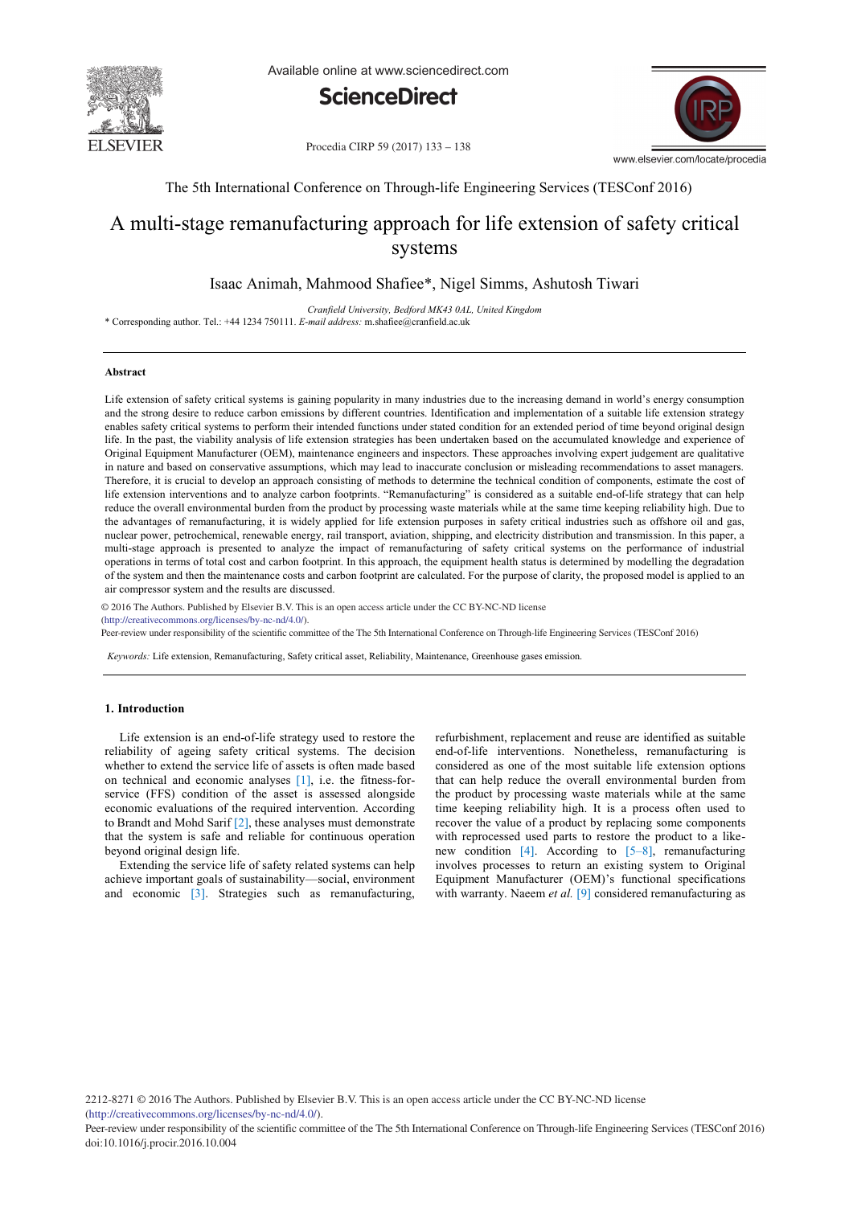The 5th International Conference on Through-life Engineering Services (TESConf 2016)

# A multi-stage remanufacturing approach for life extension of safety critical systems

Isaac Animah, Mahmood Shafiee*, Nigel Simms, Ashutosh Tiwari

*Cranfield University, Bedford MK43 0AL, United Kingdom*

\* Corresponding author. Tel.: +44 1234 750111. *E-mail address:* m.shafiee@cranfield.ac.uk

## Abstract

Life extension of safety critical systems is gaining popularity in many industries due to the increasing demand in world's energy consumption and the strong desire to reduce carbon emissions by different countries. Identification and implementation of a suitable life extension strategy enables safety critical systems to perform their intended functions under stated condition for an extended period of time beyond original design life. In the past, the viability analysis of life extension strategies has been undertaken based on the accumulated knowledge and experience of Original Equipment Manufacturer (OEM), maintenance engineers and inspectors. These approaches involving expert judgement are qualitative in nature and based on conservative assumptions, which may lead to inaccurate conclusion or misleading recommendations to asset managers. Therefore, it is crucial to develop an approach consisting of methods to determine the technical condition of components, estimate the cost of life extension interventions and to analyze carbon footprints. "Remanufacturing" is considered as a suitable end-of-life strategy that can help reduce the overall environmental burden from the product by processing waste materials while at the same time keeping reliability high. Due to the advantages of remanufacturing, it is widely applied for life extension purposes in safety critical industries such as offshore oil and gas, nuclear power, petrochemical, renewable energy, rail transport, aviation, shipping, and electricity distribution and transmission. In this paper, a multi-stage approach is presented to analyze the impact of remanufacturing of safety critical systems on the performance of industrial operations in terms of total cost and carbon footprint. In this approach, the equipment health status is determined by modelling the degradation of the system and then the maintenance costs and carbon footprint are calculated. For the purpose of clarity, the proposed model is applied to an air compressor system and the results are discussed.

© 2016 The Authors. Published by Elsevier B.V. This is an open access article under the CC BY-NC-ND license (http://creativecommons.org/licenses/by-nc-nd/4.0/).

Peer-review under responsibility of the scientific committee of the The 5th International Conference on Through-life Engineering Services (TESConf 2016)

*Keywords:* Life extension, Remanufacturing, Safety critical asset, Reliability, Maintenance, Greenhouse gases emission.

## 1. Introduction

Life extension is an end-of-life strategy used to restore the reliability of ageing safety critical systems. The decision whether to extend the service life of assets is often made based on technical and economic analyses [1], i.e. the fitness-for-service (FFS) condition of the asset is assessed alongside economic evaluations of the required intervention. According to Brandt and Mohd Sarif [2], these analyses must demonstrate that the system is safe and reliable for continuous operation beyond original design life.

Extending the service life of safety related systems can help achieve important goals of sustainability—social, environment and economic [3]. Strategies such as remanufacturing, refurbishment, replacement and reuse are identified as suitable end-of-life interventions. Nonetheless, remanufacturing is considered as one of the most suitable life extension options that can help reduce the overall environmental burden from the product by processing waste materials while at the same time keeping reliability high. It is a process often used to recover the value of a product by replacing some components with reprocessed used parts to restore the product to a like-new condition [4]. According to [5–8], remanufacturing involves processes to return an existing system to Original Equipment Manufacturer (OEM)'s functional specifications with warranty. Naeem *et al.* [9] considered remanufacturing as

2212-8271 © 2016 The Authors. Published by Elsevier B.V. This is an open access article under the CC BY-NC-ND license (http://creativecommons.org/licenses/by-nc-nd/4.0/).

Peer-review under responsibility of the scientific committee of the The 5th International Conference on Through-life Engineering Services (TESConf 2016)

doi:10.1016/j.procir.2016.10.004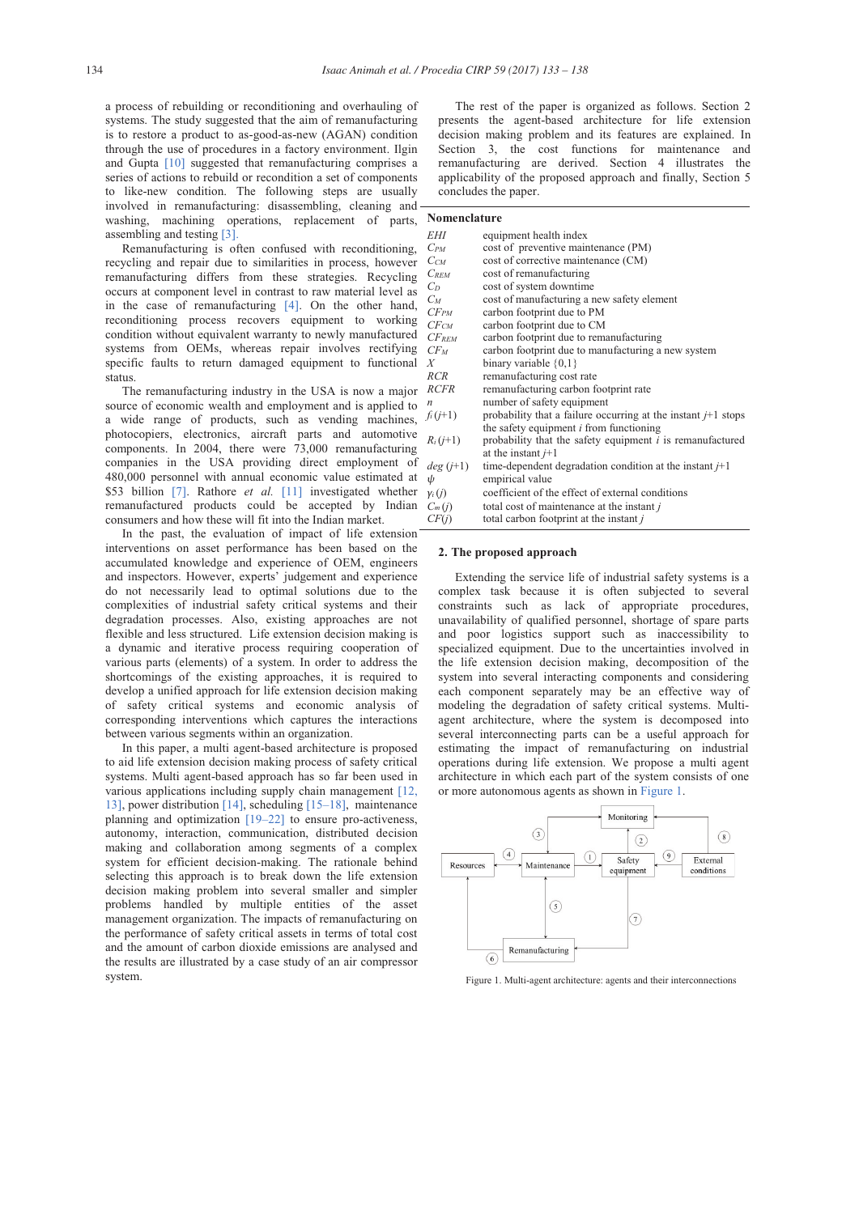a process of rebuilding or reconditioning and overhauling of systems. The study suggested that the aim of remanufacturing is to restore a product to as-good-as-new (AGAN) condition through the use of procedures in a factory environment. Ilgin and Gupta [10] suggested that remanufacturing comprises a series of actions to rebuild or recondition a set of components to like-new condition. The following steps are usually involved in remanufacturing: disassembling, cleaning and washing, machining operations, replacement of parts, assembling and testing [3].

Remanufacturing is often confused with reconditioning, recycling and repair due to similarities in process, however remanufacturing differs from these strategies. Recycling occurs at component level in contrast to raw material level as in the case of remanufacturing [4]. On the other hand, reconditioning process recovers equipment to working condition without equivalent warranty to newly manufactured systems from OEMs, whereas repair involves rectifying specific faults to return damaged equipment to functional status.

The remanufacturing industry in the USA is now a major source of economic wealth and employment and is applied to a wide range of products, such as vending machines, photocopiers, electronics, aircraft parts and automotive components. In 2004, there were 73,000 remanufacturing companies in the USA providing direct employment of 480,000 personnel with annual economic value estimated at $53 billion [7]. Rathore *et al.* [11] investigated whether remanufactured products could be accepted by Indian consumers and how these will fit into the Indian market.

In the past, the evaluation of impact of life extension interventions on asset performance has been based on the accumulated knowledge and experience of OEM, engineers and inspectors. However, experts' judgement and experience do not necessarily lead to optimal solutions due to the complexities of industrial safety critical systems and their degradation processes. Also, existing approaches are not flexible and less structured. Life extension decision making is a dynamic and iterative process requiring cooperation of various parts (elements) of a system. In order to address the shortcomings of the existing approaches, it is required to develop a unified approach for life extension decision making of safety critical systems and economic analysis of corresponding interventions which captures the interactions between various segments within an organization.

In this paper, a multi agent-based architecture is proposed to aid life extension decision making process of safety critical systems. Multi agent-based approach has so far been used in various applications including supply chain management [12, 13], power distribution [14], scheduling [15–18], maintenance planning and optimization [19–22] to ensure pro-activeness, autonomy, interaction, communication, distributed decision making and collaboration among segments of a complex system for efficient decision-making. The rationale behind selecting this approach is to break down the life extension decision making problem into several smaller and simpler problems handled by multiple entities of the asset management organization. The impacts of remanufacturing on the performance of safety critical assets in terms of total cost and the amount of carbon dioxide emissions are analysed and the results are illustrated by a case study of an air compressor system.

The rest of the paper is organized as follows. Section 2 presents the agent-based architecture for life extension decision making problem and its features are explained. In Section 3, the cost functions for maintenance and remanufacturing are derived. Section 4 illustrates the applicability of the proposed approach and finally, Section 5 concludes the paper.

**Nomenclature**

| | |
|---|---|
| $EHI$ | equipment health index |
| $C_{PM}$ | cost of preventive maintenance (PM) |
| $C_{CM}$ | cost of corrective maintenance (CM) |
| $C_{REM}$ | cost of remanufacturing |
| $C_D$ | cost of system downtime |
| $C_M$ | cost of manufacturing a new safety element |
| $CF_{PM}$ | carbon footprint due to PM |
| $CF_{CM}$ | carbon footprint due to CM |
| $CF_{REM}$ | carbon footprint due to remanufacturing |
| $CF_M$ | carbon footprint due to manufacturing a new system |
| $X$ | binary variable {0,1} |
| $RCR$ | remanufacturing cost rate |
| $RCFR$ | remanufacturing carbon footprint rate |
| $n$ | number of safety equipment |
| $f_i(j+1)$ | probability that a failure occurring at the instant $j+1$ stops the safety equipment $i$ from functioning |
| $R_i(j+1)$ | probability that the safety equipment $i$ is remanufactured at the instant $j+1$ |
| $deg(j+1)$ | time-dependent degradation condition at the instant $j+1$ |
| $\psi$ | empirical value |
| $\gamma_i(j)$ | coefficient of the effect of external conditions |
| $C_m(j)$ | total cost of maintenance at the instant $j$ |
| $CF(j)$ | total carbon footprint at the instant $j$ |

## 2. The proposed approach

Extending the service life of industrial safety systems is a complex task because it is often subjected to several constraints such as lack of appropriate procedures, unavailability of qualified personnel, shortage of spare parts and poor logistics support such as inaccessibility to specialized equipment. Due to the uncertainties involved in the life extension decision making, decomposition of the system into several interacting components and considering each component separately may be an effective way of modeling the degradation of safety critical systems. Multi-agent architecture, where the system is decomposed into several interconnecting parts can be a useful approach for estimating the impact of remanufacturing on industrial operations during life extension. We propose a multi agent architecture in which each part of the system consists of one or more autonomous agents as shown in Figure 1.

Figure 1. Multi-agent architecture: agents and their interconnections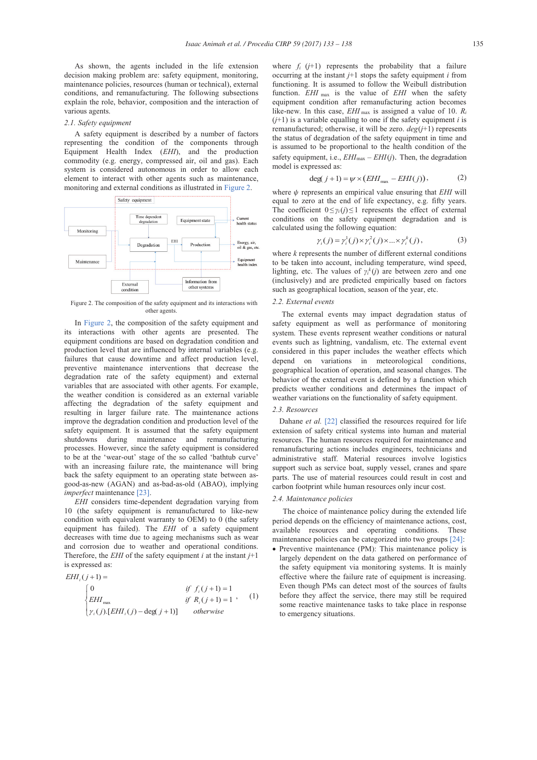As shown, the agents included in the life extension decision making problem are: safety equipment, monitoring, maintenance policies, resources (human or technical), external conditions, and remanufacturing. The following subsections explain the role, behavior, composition and the interaction of various agents.

### 2.1. Safety equipment

A safety equipment is described by a number of factors representing the condition of the components through Equipment Health Index (*EHI*), and the production commodity (e.g. energy, compressed air, oil and gas). Each system is considered autonomous in order to allow each element to interact with other agents such as maintenance, monitoring and external conditions as illustrated in Figure 2.

Figure 2. The composition of the safety equipment and its interactions with other agents.

In Figure 2, the composition of the safety equipment and its interactions with other agents are presented. The equipment conditions are based on degradation condition and production level that are influenced by internal variables (e.g. failures that cause downtime and affect production level, preventive maintenance interventions that decrease the degradation rate of the safety equipment) and external variables that are associated with other agents. For example, the weather condition is considered as an external variable affecting the degradation of the safety equipment and resulting in larger failure rate. The maintenance actions improve the degradation condition and production level of the safety equipment. It is assumed that the safety equipment shutdowns during maintenance and remanufacturing processes. However, since the safety equipment is considered to be at the 'wear-out' stage of the so called 'bathtub curve' with an increasing failure rate, the maintenance will bring back the safety equipment to an operating state between as-good-as-new (AGAN) and as-bad-as-old (ABAO), implying *imperfect* maintenance [23].

*EHI* considers time-dependent degradation varying from 10 (the safety equipment is remanufactured to like-new condition with equivalent warranty to OEM) to 0 (the safety equipment has failed). The *EHI* of a safety equipment decreases with time due to ageing mechanisms such as wear and corrosion due to weather and operational conditions. Therefore, the *EHI* of the safety equipment $i$ at the instant $j$+1 is expressed as:

$$EHI_i(j+1) = \begin{cases} 0 & \text{if } f_i(j+1) = 1 \\ EHI_{\max} & \text{if } R_i(j+1) = 1 \\ \gamma_i(j).[EHI_i(j) - \deg(j+1)] & \text{otherwise} \end{cases}, \quad (1)$$

where $f_i$ ($j$+1) represents the probability that a failure occurring at the instant $j$+1 stops the safety equipment $i$ from functioning. It is assumed to follow the Weibull distribution function. $EHI_{\max}$ is the value of *EHI* when the safety equipment condition after remanufacturing action becomes like-new. In this case, $EHI_{\max}$ is assigned a value of 10. $R_i$ ($j$+1) is a variable equalling to one if the safety equipment $i$ is remanufactured; otherwise, it will be zero. $deg(j+1)$ represents the status of degradation of the safety equipment in time and is assumed to be proportional to the health condition of the safety equipment, i.e., $EHI_{\max} - EHI(j)$. Then, the degradation model is expressed as:

$$\deg(j+1) = \psi \times (EHI_{\max} - EHI(j)), \quad (2)$$

where $\psi$ represents an empirical value ensuring that *EHI* will equal to zero at the end of life expectancy, e.g. fifty years. The coefficient $0 \le \gamma_i(j) \le 1$ represents the effect of external conditions on the safety equipment degradation and is calculated using the following equation:

$$\gamma_i(j) = \gamma_i^1(j) \times \gamma_i^2(j) \times \ldots \times \gamma_i^k(j), \quad (3)$$

where $k$ represents the number of different external conditions to be taken into account, including temperature, wind speed, lighting, etc. The values of $\gamma_i^k(j)$ are between zero and one (inclusively) and are predicted empirically based on factors such as geographical location, season of the year, etc.

### 2.2. External events

The external events may impact degradation status of safety equipment as well as performance of monitoring system. These events represent weather conditions or natural events such as lightning, vandalism, etc. The external event considered in this paper includes the weather effects which depend on variations in meteorological conditions, geographical location of operation, and seasonal changes. The behavior of the external event is defined by a function which predicts weather conditions and determines the impact of weather variations on the functionality of safety equipment.

### 2.3. Resources

Dahane *et al.* [22] classified the resources required for life extension of safety critical systems into human and material resources. The human resources required for maintenance and remanufacturing actions includes engineers, technicians and administrative staff. Material resources involve logistics support such as service boat, supply vessel, cranes and spare parts. The use of material resources could result in cost and carbon footprint while human resources only incur cost.

### 2.4. Maintenance policies

The choice of maintenance policy during the extended life period depends on the efficiency of maintenance actions, cost, available resources and operating conditions. These maintenance policies can be categorized into two groups [24]:

- Preventive maintenance (PM): This maintenance policy is largely dependent on the data gathered on performance of the safety equipment via monitoring systems. It is mainly effective where the failure rate of equipment is increasing. Even though PMs can detect most of the sources of faults before they affect the service, there may still be required some reactive maintenance tasks to take place in response to emergency situations.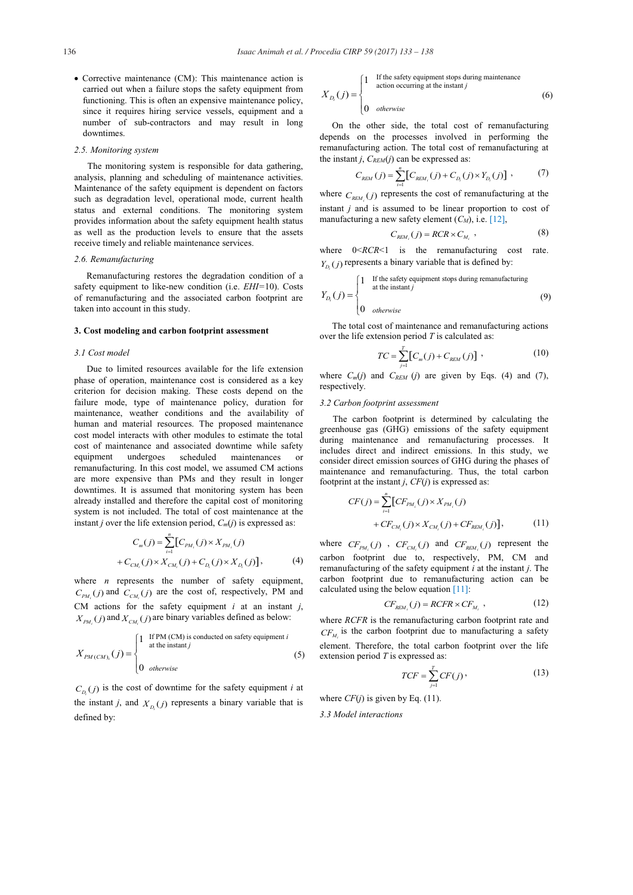- Corrective maintenance (CM): This maintenance action is carried out when a failure stops the safety equipment from functioning. This is often an expensive maintenance policy, since it requires hiring service vessels, equipment and a number of sub-contractors and may result in long downtimes.

### 2.5. Monitoring system

The monitoring system is responsible for data gathering, analysis, planning and scheduling of maintenance activities. Maintenance of the safety equipment is dependent on factors such as degradation level, operational mode, current health status and external conditions. The monitoring system provides information about the safety equipment health status as well as the production levels to ensure that the assets receive timely and reliable maintenance services.

### 2.6. Remanufacturing

Remanufacturing restores the degradation condition of a safety equipment to like-new condition (i.e. *EHI*=10). Costs of remanufacturing and the associated carbon footprint are taken into account in this study.

## 3. Cost modeling and carbon footprint assessment

### 3.1 Cost model

Due to limited resources available for the life extension phase of operation, maintenance cost is considered as a key criterion for decision making. These costs depend on the failure mode, type of maintenance policy, duration for maintenance, weather conditions and the availability of human and material resources. The proposed maintenance cost model interacts with other modules to estimate the total cost of maintenance and associated downtime while safety equipment undergoes scheduled maintenances or remanufacturing. In this cost model, we assumed CM actions are more expensive than PMs and they result in longer downtimes. It is assumed that monitoring system has been already installed and therefore the capital cost of monitoring system is not included. The total of cost maintenance at the instant *j* over the life extension period, $C_m(j)$ is expressed as:

$$C_m(j) = \sum_{i=1}^{n} \left[ C_{PM_i}(j) \times X_{PM_i}(j) + C_{CM_i}(j) \times X_{CM_i}(j) + C_{D_i}(j) \times X_{D_i}(j) \right], \tag{4}$$

where $n$ represents the number of safety equipment, $C_{PM_i}(j)$ and $C_{CM_i}(j)$ are the cost of, respectively, PM and CM actions for the safety equipment $i$ at an instant $j$, $X_{PM_i}(j)$ and $X_{CM_i}(j)$ are binary variables defined as below:

$$X_{PM(CM)_i}(j) = \begin{cases} 1 & \text{If PM (CM) is conducted on safety equipment } i \text{ at the instant } j \\ 0 & otherwise \end{cases} \tag{5}$$

$C_{D_i}(j)$ is the cost of downtime for the safety equipment $i$ at the instant $j$, and $X_{D_i}(j)$ represents a binary variable that is defined by:

$$X_{D_i}(j) = \begin{cases} 1 & \text{If the safety equipment stops during maintenance action occurring at the instant } j \\ 0 & otherwise \end{cases} \tag{6}$$

On the other side, the total cost of remanufacturing depends on the processes involved in performing the remanufacturing action. The total cost of remanufacturing at the instant $j$, $C_{REM}(j)$ can be expressed as:

$$C_{REM}(j) = \sum_{i=1}^{n} \left[ C_{REM_i}(j) + C_{D_i}(j) \times Y_{D_i}(j) \right], \tag{7}$$

where $C_{REM_i}(j)$ represents the cost of remanufacturing at the instant $j$ and is assumed to be linear proportion to cost of manufacturing a new safety element ($C_M$), i.e. [12],

$$C_{REM_i}(j) = RCR \times C_{M_i}, \tag{8}$$

where $0<RCR<1$ is the remanufacturing cost rate. $Y_{D_i}(j)$ represents a binary variable that is defined by:

$$Y_{D_i}(j) = \begin{cases} 1 & \text{If the safety equipment stops during remanufacturing at the instant } j \\ 0 & otherwise \end{cases} \tag{9}$$

The total cost of maintenance and remanufacturing actions over the life extension period $T$ is calculated as:

$$TC = \sum_{j=1}^{T} \left[ C_m(j) + C_{REM}(j) \right], \tag{10}$$

where $C_m(j)$ and $C_{REM}(j)$ are given by Eqs. (4) and (7), respectively.

### 3.2 Carbon footprint assessment

The carbon footprint is determined by calculating the greenhouse gas (GHG) emissions of the safety equipment during maintenance and remanufacturing processes. It includes direct and indirect emissions. In this study, we consider direct emission sources of GHG during the phases of maintenance and remanufacturing. Thus, the total carbon footprint at the instant $j$, $CF(j)$ is expressed as:

$$CF(j) = \sum_{i=1}^{n} \left[ CF_{PM_i}(j) \times X_{PM_i}(j) + CF_{CM_i}(j) \times X_{CM_i}(j) + CF_{REM_i}(j) \right], \tag{11}$$

where $CF_{PM_i}(j)$, $CF_{CM_i}(j)$ and $CF_{REM_i}(j)$ represent the carbon footprint due to, respectively, PM, CM and remanufacturing of the safety equipment $i$ at the instant $j$. The carbon footprint due to remanufacturing action can be calculated using the below equation [11]:

$$CF_{REM_i}(j) = RCFR \times CF_{M_i}, \tag{12}$$

where $RCFR$ is the remanufacturing carbon footprint rate and $CF_{M_i}$ is the carbon footprint due to manufacturing a safety element. Therefore, the total carbon footprint over the life extension period $T$ is expressed as:

$$TCF = \sum_{j=1}^{T} CF(j), \tag{13}$$

where $CF(j)$ is given by Eq. (11).

### 3.3 Model interactions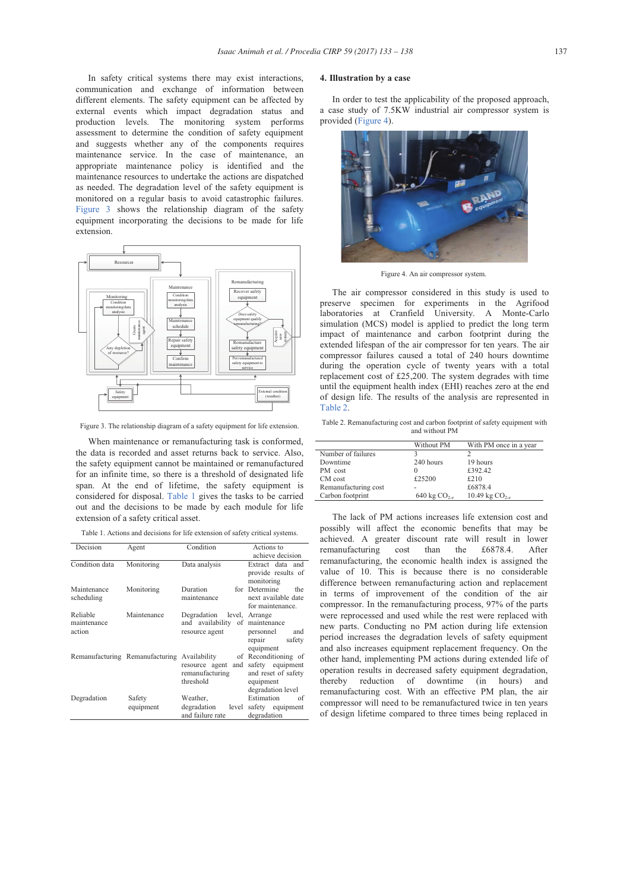In safety critical systems there may exist interactions, communication and exchange of information between different elements. The safety equipment can be affected by external events which impact degradation status and production levels. The monitoring system performs assessment to determine the condition of safety equipment and suggests whether any of the components requires maintenance service. In the case of maintenance, an appropriate maintenance policy is identified and the maintenance resources to undertake the actions are dispatched as needed. The degradation level of the safety equipment is monitored on a regular basis to avoid catastrophic failures. Figure 3 shows the relationship diagram of the safety equipment incorporating the decisions to be made for life extension.

Figure 3. The relationship diagram of a safety equipment for life extension.

When maintenance or remanufacturing task is conformed, the data is recorded and asset returns back to service. Also, the safety equipment cannot be maintained or remanufactured for an infinite time, so there is a threshold of designated life span. At the end of lifetime, the safety equipment is considered for disposal. Table 1 gives the tasks to be carried out and the decisions to be made by each module for life extension of a safety critical asset.

Table 1. Actions and decisions for life extension of safety critical systems.

| Decision | Agent | Condition | Actions to achieve decision |
|---|---|---|---|
| Condition data | Monitoring | Data analysis | Extract data and provide results of monitoring |
| Maintenance scheduling | Monitoring | Duration for maintenance | Determine the next available date for maintenance. |
| Reliable maintenance action | Maintenance | Degradation level, and availability of resource agent | Arrange maintenance personnel and repair safety equipment |
| Remanufacturing | Remanufacturing | Availability of resource agent and remanufacturing threshold | Reconditioning of safety equipment and reset of safety equipment degradation level |
| Degradation | Safety equipment | Weather, degradation level and failure rate | Estimation of safety equipment degradation |

## 4. Illustration by a case

In order to test the applicability of the proposed approach, a case study of 7.5KW industrial air compressor system is provided (Figure 4).

Figure 4. An air compressor system.

The air compressor considered in this study is used to preserve specimen for experiments in the Agrifood laboratories at Cranfield University. A Monte-Carlo simulation (MCS) model is applied to predict the long term impact of maintenance and carbon footprint during the extended lifespan of the air compressor for ten years. The air compressor failures caused a total of 240 hours downtime during the operation cycle of twenty years with a total replacement cost of £25,200. The system degrades with time until the equipment health index (EHI) reaches zero at the end of design life. The results of the analysis are represented in Table 2.

Table 2. Remanufacturing cost and carbon footprint of safety equipment with and without PM

| | Without PM | With PM once in a year |
|---|---|---|
| Number of failures | 3 | 2 |
| Downtime | 240 hours | 19 hours |
| PM cost | 0 | £392.42 |
| CM cost | £25200 | £210 |
| Remanufacturing cost | - | £6878.4 |
| Carbon footprint | 640 kg $CO_{2-e}$ | 10.49 kg $CO_{2-e}$ |

The lack of PM actions increases life extension cost and possibly will affect the economic benefits that may be achieved. A greater discount rate will result in lower remanufacturing cost than the £6878.4. After remanufacturing, the economic health index is assigned the value of 10. This is because there is no considerable difference between remanufacturing action and replacement in terms of improvement of the condition of the air compressor. In the remanufacturing process, 97% of the parts were reprocessed and used while the rest were replaced with new parts. Conducting no PM action during life extension period increases the degradation levels of safety equipment and also increases equipment replacement frequency. On the other hand, implementing PM actions during extended life of operation results in decreased safety equipment degradation, thereby reduction of downtime (in hours) and remanufacturing cost. With an effective PM plan, the air compressor will need to be remanufactured twice in ten years of design lifetime compared to three times being replaced in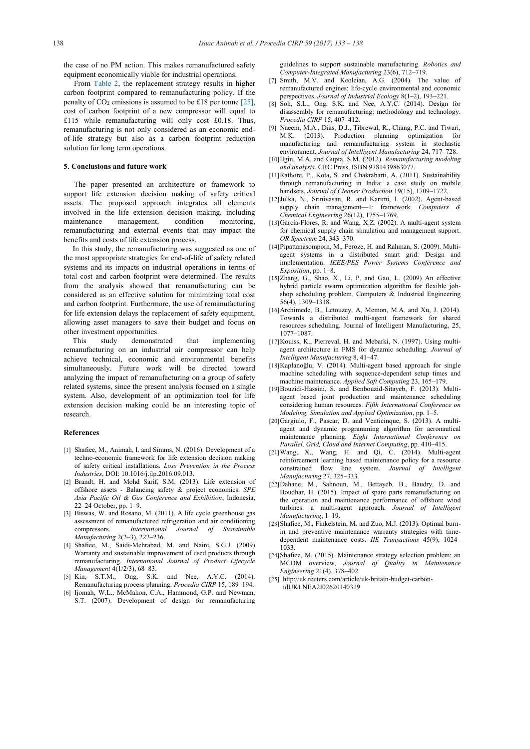the case of no PM action. This makes remanufactured safety equipment economically viable for industrial operations.

From Table 2, the replacement strategy results in higher carbon footprint compared to remanufacturing policy. If the penalty of $CO_2$ emissions is assumed to be £18 per tonne [25], cost of carbon footprint of a new compressor will equal to £115 while remanufacturing will only cost £0.18. Thus, remanufacturing is not only considered as an economic end-of-life strategy but also as a carbon footprint reduction solution for long term operations.

## 5. Conclusions and future work

The paper presented an architecture or framework to support life extension decision making of safety critical assets. The proposed approach integrates all elements involved in the life extension decision making, including maintenance management, condition monitoring, remanufacturing and external events that may impact the benefits and costs of life extension process.

In this study, the remanufacturing was suggested as one of the most appropriate strategies for end-of-life of safety related systems and its impacts on industrial operations in terms of total cost and carbon footprint were determined. The results from the analysis showed that remanufacturing can be considered as an effective solution for minimizing total cost and carbon footprint. Furthermore, the use of remanufacturing for life extension delays the replacement of safety equipment, allowing asset managers to save their budget and focus on other investment opportunities.

This study demonstrated that implementing remanufacturing on an industrial air compressor can help achieve technical, economic and environmental benefits simultaneously. Future work will be directed toward analyzing the impact of remanufacturing on a group of safety related systems, since the present analysis focused on a single system. Also, development of an optimization tool for life extension decision making could be an interesting topic of research.

## References

[1] Shafiee, M., Animah, I. and Simms, N. (2016). Development of a techno-economic framework for life extension decision making of safety critical installations. *Loss Prevention in the Process Industries*, DOI: 10.1016/j.jlp.2016.09.013.

[2] Brandt, H. and Mohd Sarif, S.M. (2013). Life extension of offshore assets - Balancing safety & project economics. *SPE Asia Pacific Oil & Gas Conference and Exhibition*, Indonesia, 22–24 October, pp. 1–9.

[3] Biswas, W. and Rosano, M. (2011). A life cycle greenhouse gas assessment of remanufactured refrigeration and air conditioning compressors. *International Journal of Sustainable Manufacturing* 2(2–3), 222–236.

[4] Shafiee, M., Saidi-Mehrabad, M. and Naini, S.G.J. (2009) Warranty and sustainable improvement of used products through remanufacturing. *International Journal of Product Lifecycle Management* 4(1/2/3), 68–83.

[5] Kin, S.T.M., Ong, S.K. and Nee, A.Y.C. (2014). Remanufacturing process planning. *Procedia CIRP* 15, 189–194.

[6] Ijomah, W.L., McMahon, C.A., Hammond, G.P. and Newman, S.T. (2007). Development of design for remanufacturing guidelines to support sustainable manufacturing. *Robotics and Computer-Integrated Manufacturing* 23(6), 712–719.

[7] Smith, M.V. and Keoleian, A.G. (2004). The value of remanufactured engines: life-cycle environmental and economic perspectives. *Journal of Industrial Ecology* 8(1–2), 193–221.

[8] Soh, S.L., Ong, S.K. and Nee, A.Y.C. (2014). Design for disassembly for remanufacturing: methodology and technology. *Procedia CIRP* 15, 407–412.

[9] Naeem, M.A., Dias, D.J., Tibrewal, R., Chang, P.C. and Tiwari, M.K. (2013). Production planning optimization for manufacturing and remanufacturing system in stochastic environment. *Journal of Intelligent Manufacturing* 24, 717–728.

[10] Ilgin, M.A. and Gupta, S.M. (2012). *Remanufacturing modeling and analysis*. CRC Press, ISBN 9781439863077.

[11] Rathore, P., Kota, S. and Chakrabarti, A. (2011). Sustainability through remanufacturing in India: a case study on mobile handsets. *Journal of Cleaner Production* 19(15), 1709–1722.

[12] Julka, N., Srinivasan, R. and Karimi, I. (2002). Agent-based supply chain management—1: framework. *Computers & Chemical Engineering* 26(12), 1755–1769.

[13] García-Flores, R. and Wang, X.Z. (2002). A multi-agent system for chemical supply chain simulation and management support. *OR Spectrum* 24, 343–370.

[14] Pipattanasomporn, M., Feroze, H. and Rahman, S. (2009). Multi-agent systems in a distributed smart grid: Design and implementation. *IEEE/PES Power Systems Conference and Exposition*, pp. 1–8.

[15] Zhang, G., Shao, X., Li, P. and Gao, L. (2009) An effective hybrid particle swarm optimization algorithm for flexible job-shop scheduling problem. Computers & Industrial Engineering 56(4), 1309–1318.

[16] Archimede, B., Letouzey, A., Memon, M.A. and Xu, J. (2014). Towards a distributed multi-agent framework for shared resources scheduling. Journal of Intelligent Manufacturing, 25, 1077–1087.

[17] Kouiss, K., Pierreval, H. and Mebarki, N. (1997). Using multi-agent architecture in FMS for dynamic scheduling. *Journal of Intelligent Manufacturing* 8, 41–47.

[18] Kaplanoğlu, V. (2014). Multi-agent based approach for single machine scheduling with sequence-dependent setup times and machine maintenance. *Applied Soft Computing* 23, 165–179.

[19] Bouzidi-Hassini, S. and Benbouzid-Sitayeb, F. (2013). Multi-agent based joint production and maintenance scheduling considering human resources. *Fifth International Conference on Modeling, Simulation and Applied Optimization*, pp. 1–5.

[20] Gargiulo, F., Pascar, D. and Venticinque, S. (2013). A multi-agent and dynamic programming algorithm for aeronautical maintenance planning. *Eight International Conference on Parallel, Grid, Cloud and Internet Computing*, pp. 410–415.

[21] Wang, X., Wang, H. and Qi, C. (2014). Multi-agent reinforcement learning based maintenance policy for a resource constrained flow line system. *Journal of Intelligent Manufacturing* 27, 325–333.

[22] Dahane, M., Sahnoun, M., Bettayeb, B., Baudry, D. and Boudhar, H. (2015). Impact of spare parts remanufacturing on the operation and maintenance performance of offshore wind turbines: a multi-agent approach. *Journal of Intelligent Manufacturing*, 1–19.

[23] Shafiee, M., Finkelstein, M. and Zuo, M.J. (2013). Optimal burn-in and preventive maintenance warranty strategies with time-dependent maintenance costs. *IIE Transactions* 45(9), 1024–1033.

[24] Shafiee, M. (2015). Maintenance strategy selection problem: an MCDM overview, *Journal of Quality in Maintenance Engineering* 21(4), 378–402.

[25] http://uk.reuters.com/article/uk-britain-budget-carbon-idUKLNEA2I02620140319